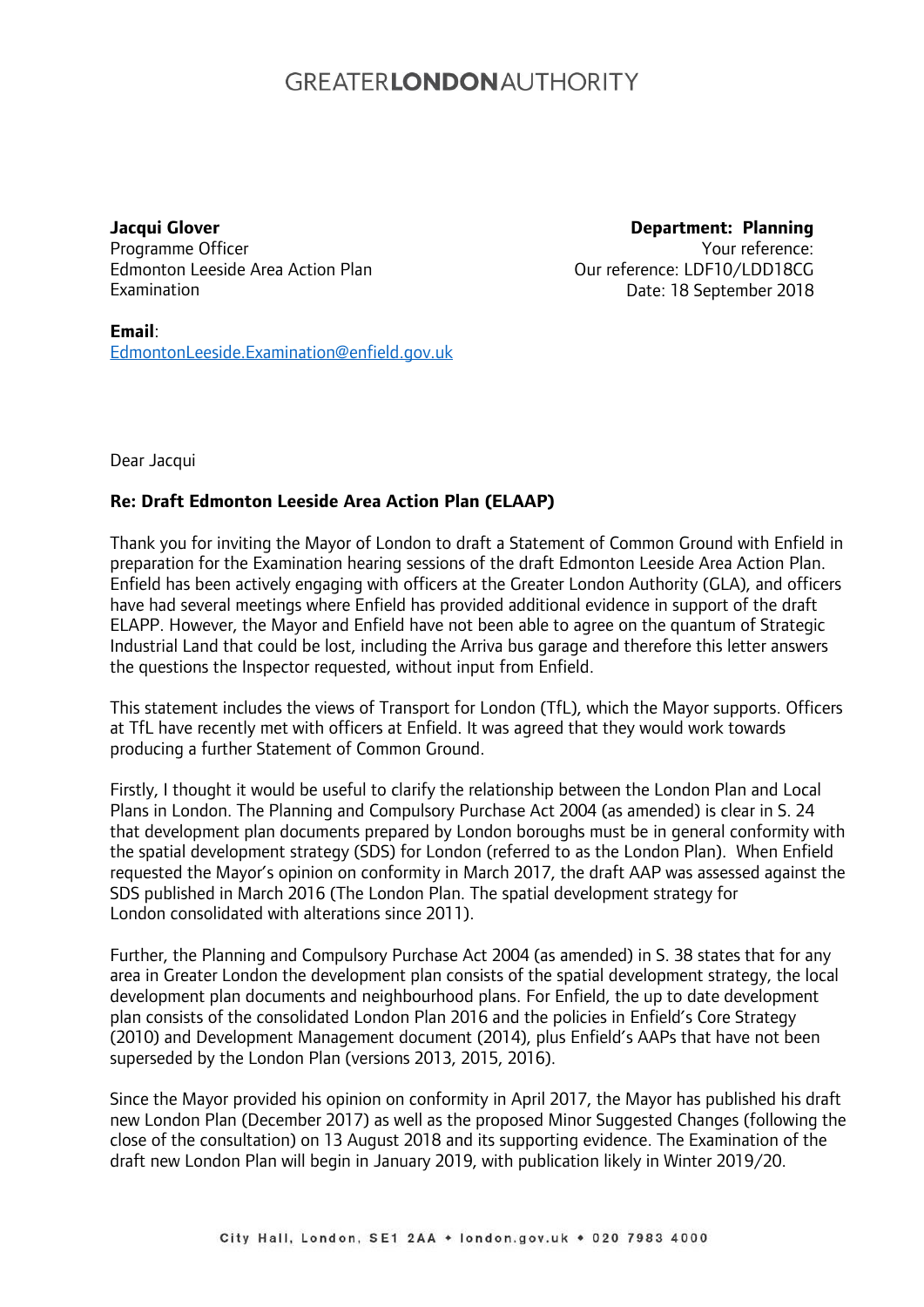# GREATER**LONDON**AUTHORITY

**Jacqui Glover**
Programme Officer
Edmonton Leeside Area Action Plan
Examination

**Department: Planning**
Your reference:
Our reference: LDF10/LDD18CG
Date: 18 September 2018

**Email**:
[EdmontonLeeside.Examination@enfield.gov.uk](mailto:EdmontonLeeside.Examination@enfield.gov.uk)

Dear Jacqui

**Re: Draft Edmonton Leeside Area Action Plan (ELAAP)**

Thank you for inviting the Mayor of London to draft a Statement of Common Ground with Enfield in preparation for the Examination hearing sessions of the draft Edmonton Leeside Area Action Plan. Enfield has been actively engaging with officers at the Greater London Authority (GLA), and officers have had several meetings where Enfield has provided additional evidence in support of the draft ELAPP. However, the Mayor and Enfield have not been able to agree on the quantum of Strategic Industrial Land that could be lost, including the Arriva bus garage and therefore this letter answers the questions the Inspector requested, without input from Enfield.

This statement includes the views of Transport for London (TfL), which the Mayor supports. Officers at TfL have recently met with officers at Enfield. It was agreed that they would work towards producing a further Statement of Common Ground.

Firstly, I thought it would be useful to clarify the relationship between the London Plan and Local Plans in London. The Planning and Compulsory Purchase Act 2004 (as amended) is clear in S. 24 that development plan documents prepared by London boroughs must be in general conformity with the spatial development strategy (SDS) for London (referred to as the London Plan). When Enfield requested the Mayor's opinion on conformity in March 2017, the draft AAP was assessed against the SDS published in March 2016 (The London Plan. The spatial development strategy for London consolidated with alterations since 2011).

Further, the Planning and Compulsory Purchase Act 2004 (as amended) in S. 38 states that for any area in Greater London the development plan consists of the spatial development strategy, the local development plan documents and neighbourhood plans. For Enfield, the up to date development plan consists of the consolidated London Plan 2016 and the policies in Enfield's Core Strategy (2010) and Development Management document (2014), plus Enfield's AAPs that have not been superseded by the London Plan (versions 2013, 2015, 2016).

Since the Mayor provided his opinion on conformity in April 2017, the Mayor has published his draft new London Plan (December 2017) as well as the proposed Minor Suggested Changes (following the close of the consultation) on 13 August 2018 and its supporting evidence. The Examination of the draft new London Plan will begin in January 2019, with publication likely in Winter 2019/20.

City Hall, London, SE1 2AA • london.gov.uk • 020 7983 4000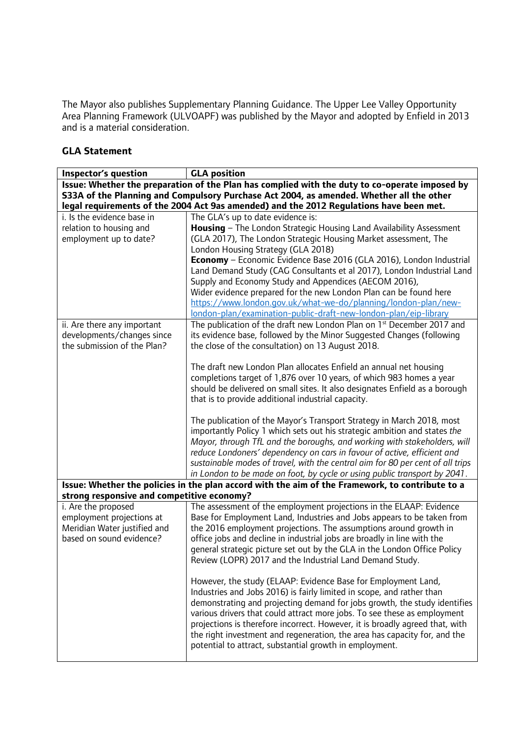The Mayor also publishes Supplementary Planning Guidance. The Upper Lee Valley Opportunity Area Planning Framework (ULVOAPF) was published by the Mayor and adopted by Enfield in 2013 and is a material consideration.

## GLA Statement

| Inspector's question | GLA position |
|---|---|
| **Issue: Whether the preparation of the Plan has complied with the duty to co-operate imposed by S33A of the Planning and Compulsory Purchase Act 2004, as amended. Whether all the other legal requirements of the 2004 Act 9as amended) and the 2012 Regulations have been met.** | |
| i. Is the evidence base in relation to housing and employment up to date? | The GLA's up to date evidence is:<br>**Housing** – The London Strategic Housing Land Availability Assessment (GLA 2017), The London Strategic Housing Market assessment, The London Housing Strategy (GLA 2018)<br>**Economy** – Economic Evidence Base 2016 (GLA 2016), London Industrial Land Demand Study (CAG Consultants et al 2017), London Industrial Land Supply and Economy Study and Appendices (AECOM 2016),<br>Wider evidence prepared for the new London Plan can be found here [https://www.london.gov.uk/what-we-do/planning/london-plan/new-london-plan/examination-public-draft-new-london-plan/eip-library](https://www.london.gov.uk/what-we-do/planning/london-plan/new-london-plan/examination-public-draft-new-london-plan/eip-library) |
| ii. Are there any important developments/changes since the submission of the Plan? | The publication of the draft new London Plan on 1st December 2017 and its evidence base, followed by the Minor Suggested Changes (following the close of the consultation) on 13 August 2018.<br><br>The draft new London Plan allocates Enfield an annual net housing completions target of 1,876 over 10 years, of which 983 homes a year should be delivered on small sites. It also designates Enfield as a borough that is to provide additional industrial capacity.<br><br>The publication of the Mayor's Transport Strategy in March 2018, most importantly Policy 1 which sets out his strategic ambition and states *the Mayor, through TfL and the boroughs, and working with stakeholders, will reduce Londoners' dependency on cars in favour of active, efficient and sustainable modes of travel, with the central aim for 80 per cent of all trips in London to be made on foot, by cycle or using public transport by 2041*. |
| **Issue: Whether the policies in the plan accord with the aim of the Framework, to contribute to a strong responsive and competitive economy?** | |
| i. Are the proposed employment projections at Meridian Water justified and based on sound evidence? | The assessment of the employment projections in the ELAAP: Evidence Base for Employment Land, Industries and Jobs appears to be taken from the 2016 employment projections. The assumptions around growth in office jobs and decline in industrial jobs are broadly in line with the general strategic picture set out by the GLA in the London Office Policy Review (LOPR) 2017 and the Industrial Land Demand Study.<br><br>However, the study (ELAAP: Evidence Base for Employment Land, Industries and Jobs 2016) is fairly limited in scope, and rather than demonstrating and projecting demand for jobs growth, the study identifies various drivers that could attract more jobs. To see these as employment projections is therefore incorrect. However, it is broadly agreed that, with the right investment and regeneration, the area has capacity for, and the potential to attract, substantial growth in employment. |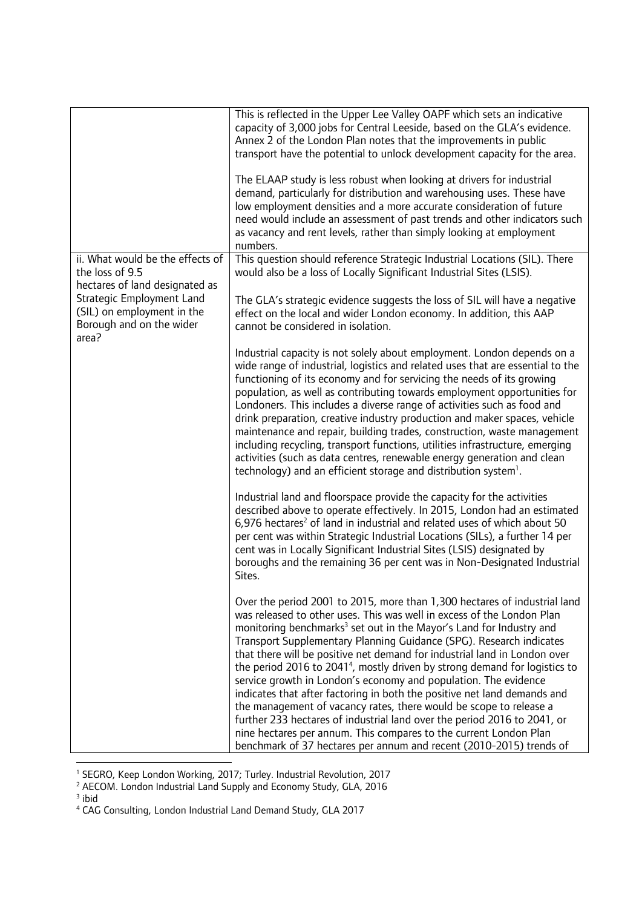| | |
|---|---|
| | This is reflected in the Upper Lee Valley OAPF which sets an indicative capacity of 3,000 jobs for Central Leeside, based on the GLA's evidence. Annex 2 of the London Plan notes that the improvements in public transport have the potential to unlock development capacity for the area.<br><br>The ELAAP study is less robust when looking at drivers for industrial demand, particularly for distribution and warehousing uses. These have low employment densities and a more accurate consideration of future need would include an assessment of past trends and other indicators such as vacancy and rent levels, rather than simply looking at employment numbers. |
| ii. What would be the effects of the loss of 9.5 hectares of land designated as Strategic Employment Land (SIL) on employment in the Borough and on the wider area? | This question should reference Strategic Industrial Locations (SIL). There would also be a loss of Locally Significant Industrial Sites (LSIS).<br><br>The GLA's strategic evidence suggests the loss of SIL will have a negative effect on the local and wider London economy. In addition, this AAP cannot be considered in isolation.<br><br>Industrial capacity is not solely about employment. London depends on a wide range of industrial, logistics and related uses that are essential to the functioning of its economy and for servicing the needs of its growing population, as well as contributing towards employment opportunities for Londoners. This includes a diverse range of activities such as food and drink preparation, creative industry production and maker spaces, vehicle maintenance and repair, building trades, construction, waste management including recycling, transport functions, utilities infrastructure, emerging activities (such as data centres, renewable energy generation and clean technology) and an efficient storage and distribution system[1].<br><br>Industrial land and floorspace provide the capacity for the activities described above to operate effectively. In 2015, London had an estimated 6,976 hectares[2] of land in industrial and related uses of which about 50 per cent was within Strategic Industrial Locations (SILs), a further 14 per cent was in Locally Significant Industrial Sites (LSIS) designated by boroughs and the remaining 36 per cent was in Non-Designated Industrial Sites.<br><br>Over the period 2001 to 2015, more than 1,300 hectares of industrial land was released to other uses. This was well in excess of the London Plan monitoring benchmarks[3] set out in the Mayor's Land for Industry and Transport Supplementary Planning Guidance (SPG). Research indicates that there will be positive net demand for industrial land in London over the period 2016 to 2041[4], mostly driven by strong demand for logistics to service growth in London's economy and population. The evidence indicates that after factoring in both the positive net land demands and the management of vacancy rates, there would be scope to release a further 233 hectares of industrial land over the period 2016 to 2041, or nine hectares per annum. This compares to the current London Plan benchmark of 37 hectares per annum and recent (2010-2015) trends of |

[1] SEGRO, Keep London Working, 2017; Turley. Industrial Revolution, 2017

[2] AECOM. London Industrial Land Supply and Economy Study, GLA, 2016

[3] ibid

[4] CAG Consulting, London Industrial Land Demand Study, GLA 2017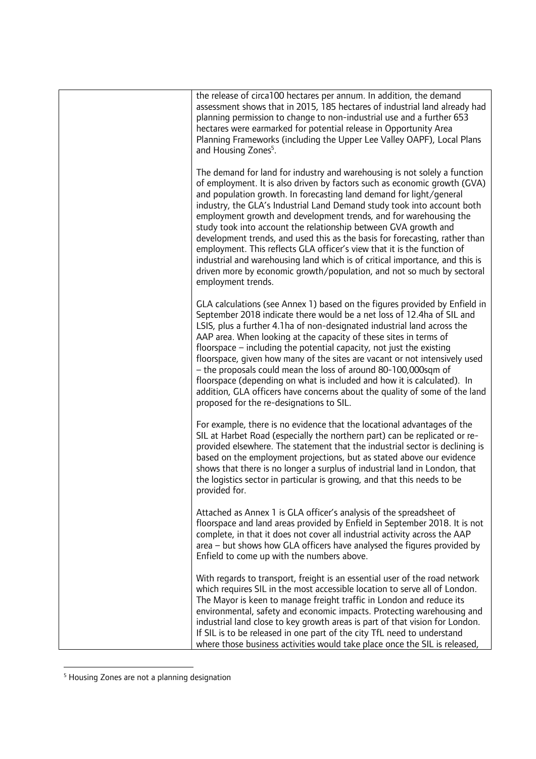| | |
|---|---|
| | the release of circa100 hectares per annum. In addition, the demand assessment shows that in 2015, 185 hectares of industrial land already had planning permission to change to non-industrial use and a further 653 hectares were earmarked for potential release in Opportunity Area Planning Frameworks (including the Upper Lee Valley OAPF), Local Plans and Housing Zones[5].<br><br>The demand for land for industry and warehousing is not solely a function of employment. It is also driven by factors such as economic growth (GVA) and population growth. In forecasting land demand for light/general industry, the GLA's Industrial Land Demand study took into account both employment growth and development trends, and for warehousing the study took into account the relationship between GVA growth and development trends, and used this as the basis for forecasting, rather than employment. This reflects GLA officer's view that it is the function of industrial and warehousing land which is of critical importance, and this is driven more by economic growth/population, and not so much by sectoral employment trends.<br><br>GLA calculations (see Annex 1) based on the figures provided by Enfield in September 2018 indicate there would be a net loss of 12.4ha of SIL and LSIS, plus a further 4.1ha of non-designated industrial land across the AAP area. When looking at the capacity of these sites in terms of floorspace – including the potential capacity, not just the existing floorspace, given how many of the sites are vacant or not intensively used – the proposals could mean the loss of around 80-100,000sqm of floorspace (depending on what is included and how it is calculated). In addition, GLA officers have concerns about the quality of some of the land proposed for the re-designations to SIL.<br><br>For example, there is no evidence that the locational advantages of the SIL at Harbet Road (especially the northern part) can be replicated or re-provided elsewhere. The statement that the industrial sector is declining is based on the employment projections, but as stated above our evidence shows that there is no longer a surplus of industrial land in London, that the logistics sector in particular is growing, and that this needs to be provided for.<br><br>Attached as Annex 1 is GLA officer's analysis of the spreadsheet of floorspace and land areas provided by Enfield in September 2018. It is not complete, in that it does not cover all industrial activity across the AAP area – but shows how GLA officers have analysed the figures provided by Enfield to come up with the numbers above.<br><br>With regards to transport, freight is an essential user of the road network which requires SIL in the most accessible location to serve all of London. The Mayor is keen to manage freight traffic in London and reduce its environmental, safety and economic impacts. Protecting warehousing and industrial land close to key growth areas is part of that vision for London. If SIL is to be released in one part of the city TfL need to understand where those business activities would take place once the SIL is released, |

[5] Housing Zones are not a planning designation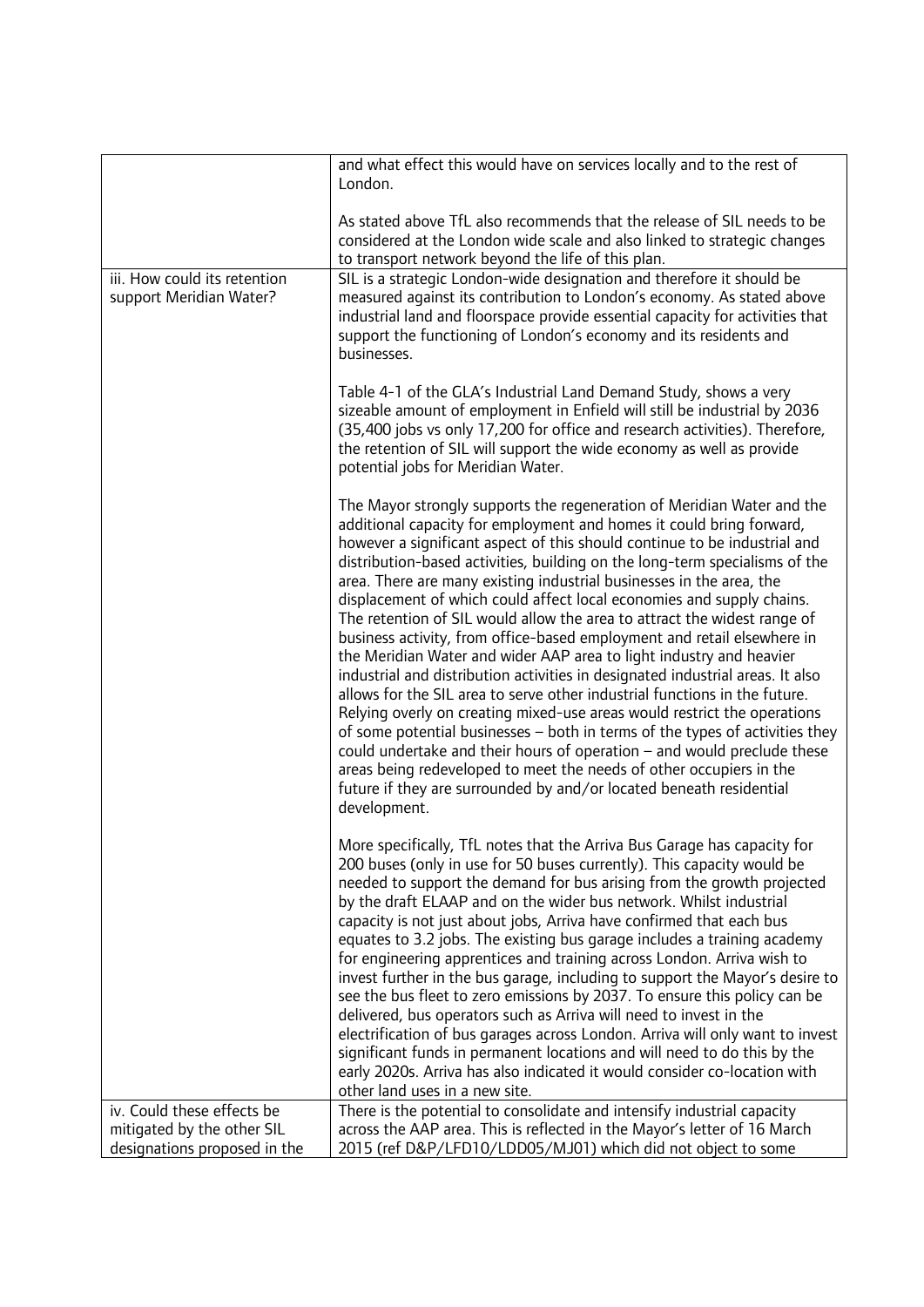| | |
|---|---|
| | and what effect this would have on services locally and to the rest of London.<br><br>As stated above TfL also recommends that the release of SIL needs to be considered at the London wide scale and also linked to strategic changes to transport network beyond the life of this plan. |
| iii. How could its retention support Meridian Water? | SIL is a strategic London-wide designation and therefore it should be measured against its contribution to London's economy. As stated above industrial land and floorspace provide essential capacity for activities that support the functioning of London's economy and its residents and businesses.<br><br>Table 4-1 of the GLA's Industrial Land Demand Study, shows a very sizeable amount of employment in Enfield will still be industrial by 2036 (35,400 jobs vs only 17,200 for office and research activities). Therefore, the retention of SIL will support the wide economy as well as provide potential jobs for Meridian Water.<br><br>The Mayor strongly supports the regeneration of Meridian Water and the additional capacity for employment and homes it could bring forward, however a significant aspect of this should continue to be industrial and distribution-based activities, building on the long-term specialisms of the area. There are many existing industrial businesses in the area, the displacement of which could affect local economies and supply chains. The retention of SIL would allow the area to attract the widest range of business activity, from office-based employment and retail elsewhere in the Meridian Water and wider AAP area to light industry and heavier industrial and distribution activities in designated industrial areas. It also allows for the SIL area to serve other industrial functions in the future. Relying overly on creating mixed-use areas would restrict the operations of some potential businesses – both in terms of the types of activities they could undertake and their hours of operation – and would preclude these areas being redeveloped to meet the needs of other occupiers in the future if they are surrounded by and/or located beneath residential development.<br><br>More specifically, TfL notes that the Arriva Bus Garage has capacity for 200 buses (only in use for 50 buses currently). This capacity would be needed to support the demand for bus arising from the growth projected by the draft ELAAP and on the wider bus network. Whilst industrial capacity is not just about jobs, Arriva have confirmed that each bus equates to 3.2 jobs. The existing bus garage includes a training academy for engineering apprentices and training across London. Arriva wish to invest further in the bus garage, including to support the Mayor's desire to see the bus fleet to zero emissions by 2037. To ensure this policy can be delivered, bus operators such as Arriva will need to invest in the electrification of bus garages across London. Arriva will only want to invest significant funds in permanent locations and will need to do this by the early 2020s. Arriva has also indicated it would consider co-location with other land uses in a new site. |
| iv. Could these effects be mitigated by the other SIL designations proposed in the | There is the potential to consolidate and intensify industrial capacity across the AAP area. This is reflected in the Mayor's letter of 16 March 2015 (ref D&P/LFD10/LDD05/MJ01) which did not object to some |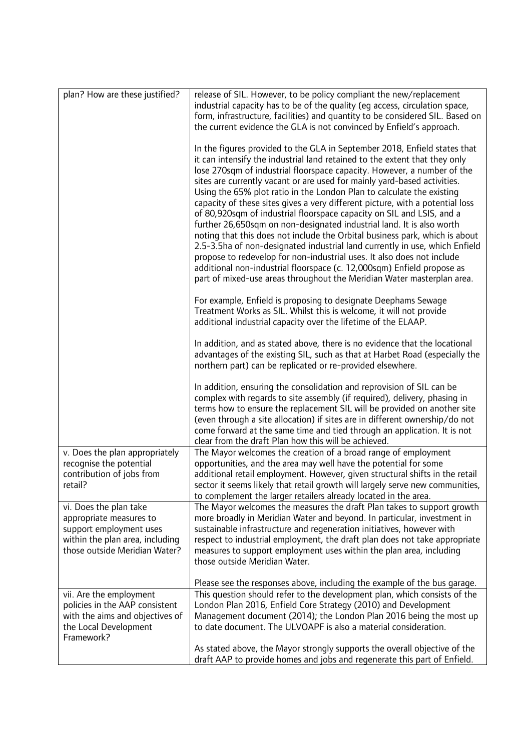| plan? How are these justified? | release of SIL. However, to be policy compliant the new/replacement industrial capacity has to be of the quality (eg access, circulation space, form, infrastructure, facilities) and quantity to be considered SIL. Based on the current evidence the GLA is not convinced by Enfield's approach.<br><br>In the figures provided to the GLA in September 2018, Enfield states that it can intensify the industrial land retained to the extent that they only lose 270sqm of industrial floorspace capacity. However, a number of the sites are currently vacant or are used for mainly yard-based activities. Using the 65% plot ratio in the London Plan to calculate the existing capacity of these sites gives a very different picture, with a potential loss of 80,920sqm of industrial floorspace capacity on SIL and LSIS, and a further 26,650sqm on non-designated industrial land. It is also worth noting that this does not include the Orbital business park, which is about 2.5-3.5ha of non-designated industrial land currently in use, which Enfield propose to redevelop for non-industrial uses. It also does not include additional non-industrial floorspace (c. 12,000sqm) Enfield propose as part of mixed-use areas throughout the Meridian Water masterplan area.<br><br>For example, Enfield is proposing to designate Deephams Sewage Treatment Works as SIL. Whilst this is welcome, it will not provide additional industrial capacity over the lifetime of the ELAAP.<br><br>In addition, and as stated above, there is no evidence that the locational advantages of the existing SIL, such as that at Harbet Road (especially the northern part) can be replicated or re-provided elsewhere.<br><br>In addition, ensuring the consolidation and reprovision of SIL can be complex with regards to site assembly (if required), delivery, phasing in terms how to ensure the replacement SIL will be provided on another site (even through a site allocation) if sites are in different ownership/do not come forward at the same time and tied through an application. It is not clear from the draft Plan how this will be achieved. |
|---|---|
| v. Does the plan appropriately recognise the potential contribution of jobs from retail? | The Mayor welcomes the creation of a broad range of employment opportunities, and the area may well have the potential for some additional retail employment. However, given structural shifts in the retail sector it seems likely that retail growth will largely serve new communities, to complement the larger retailers already located in the area. |
| vi. Does the plan take appropriate measures to support employment uses within the plan area, including those outside Meridian Water? | The Mayor welcomes the measures the draft Plan takes to support growth more broadly in Meridian Water and beyond. In particular, investment in sustainable infrastructure and regeneration initiatives, however with respect to industrial employment, the draft plan does not take appropriate measures to support employment uses within the plan area, including those outside Meridian Water.<br><br>Please see the responses above, including the example of the bus garage. |
| vii. Are the employment policies in the AAP consistent with the aims and objectives of the Local Development Framework? | This question should refer to the development plan, which consists of the London Plan 2016, Enfield Core Strategy (2010) and Development Management document (2014); the London Plan 2016 being the most up to date document. The ULVOAPF is also a material consideration.<br><br>As stated above, the Mayor strongly supports the overall objective of the draft AAP to provide homes and jobs and regenerate this part of Enfield. |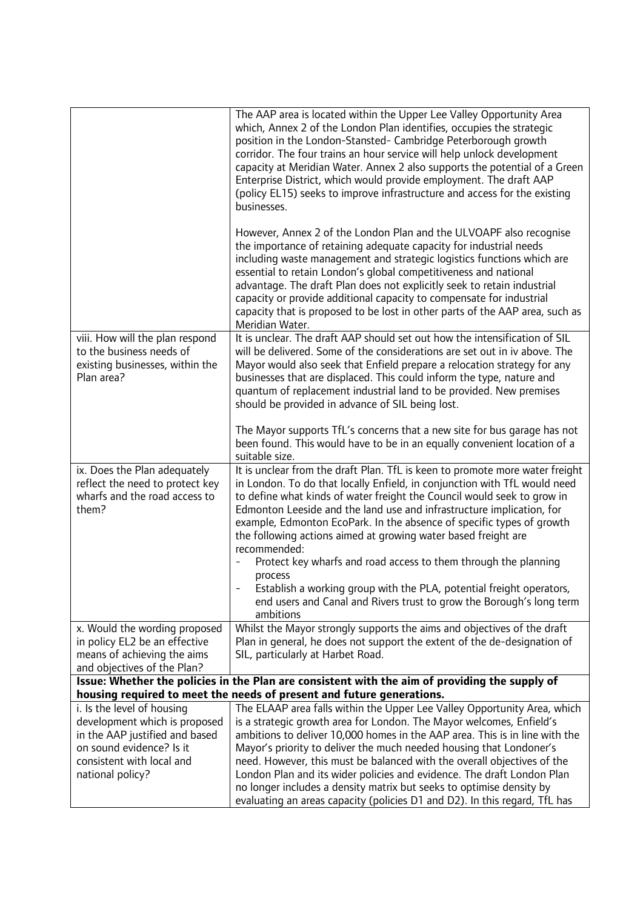| | |
|---|---|
| | The AAP area is located within the Upper Lee Valley Opportunity Area which, Annex 2 of the London Plan identifies, occupies the strategic position in the London-Stansted- Cambridge Peterborough growth corridor. The four trains an hour service will help unlock development capacity at Meridian Water. Annex 2 also supports the potential of a Green Enterprise District, which would provide employment. The draft AAP (policy EL15) seeks to improve infrastructure and access for the existing businesses.<br><br>However, Annex 2 of the London Plan and the ULVOAPF also recognise the importance of retaining adequate capacity for industrial needs including waste management and strategic logistics functions which are essential to retain London's global competitiveness and national advantage. The draft Plan does not explicitly seek to retain industrial capacity or provide additional capacity to compensate for industrial capacity that is proposed to be lost in other parts of the AAP area, such as Meridian Water. |
| viii. How will the plan respond to the business needs of existing businesses, within the Plan area? | It is unclear. The draft AAP should set out how the intensification of SIL will be delivered. Some of the considerations are set out in iv above. The Mayor would also seek that Enfield prepare a relocation strategy for any businesses that are displaced. This could inform the type, nature and quantum of replacement industrial land to be provided. New premises should be provided in advance of SIL being lost.<br><br>The Mayor supports TfL's concerns that a new site for bus garage has not been found. This would have to be in an equally convenient location of a suitable size. |
| ix. Does the Plan adequately reflect the need to protect key wharfs and the road access to them? | It is unclear from the draft Plan. TfL is keen to promote more water freight in London. To do that locally Enfield, in conjunction with TfL would need to define what kinds of water freight the Council would seek to grow in Edmonton Leeside and the land use and infrastructure implication, for example, Edmonton EcoPark. In the absence of specific types of growth the following actions aimed at growing water based freight are recommended:<br>- Protect key wharfs and road access to them through the planning process<br>- Establish a working group with the PLA, potential freight operators, end users and Canal and Rivers trust to grow the Borough's long term ambitions |
| x. Would the wording proposed in policy EL2 be an effective means of achieving the aims and objectives of the Plan? | Whilst the Mayor strongly supports the aims and objectives of the draft Plan in general, he does not support the extent of the de-designation of SIL, particularly at Harbet Road. |
| **Issue: Whether the policies in the Plan are consistent with the aim of providing the supply of housing required to meet the needs of present and future generations.** | |
| i. Is the level of housing development which is proposed in the AAP justified and based on sound evidence? Is it consistent with local and national policy? | The ELAAP area falls within the Upper Lee Valley Opportunity Area, which is a strategic growth area for London. The Mayor welcomes, Enfield's ambitions to deliver 10,000 homes in the AAP area. This is in line with the Mayor's priority to deliver the much needed housing that Londoner's need. However, this must be balanced with the overall objectives of the London Plan and its wider policies and evidence. The draft London Plan no longer includes a density matrix but seeks to optimise density by evaluating an areas capacity (policies D1 and D2). In this regard, TfL has |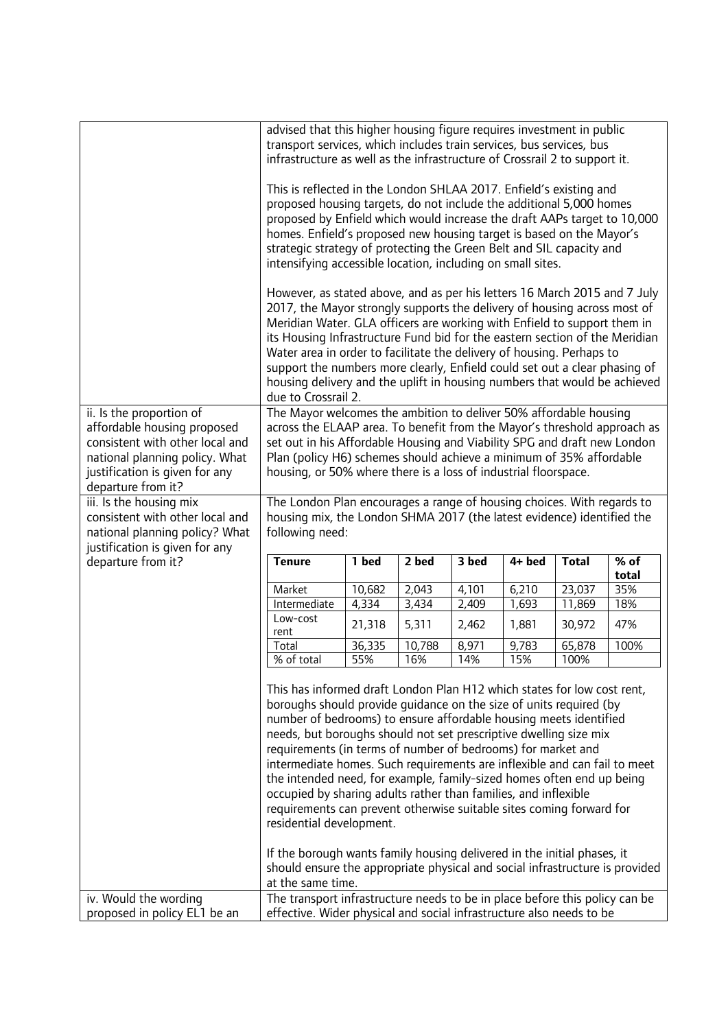| | |
|---|---|
| | advised that this higher housing figure requires investment in public transport services, which includes train services, bus services, bus infrastructure as well as the infrastructure of Crossrail 2 to support it.<br><br>This is reflected in the London SHLAA 2017. Enfield's existing and proposed housing targets, do not include the additional 5,000 homes proposed by Enfield which would increase the draft AAPs target to 10,000 homes. Enfield's proposed new housing target is based on the Mayor's strategic strategy of protecting the Green Belt and SIL capacity and intensifying accessible location, including on small sites.<br><br>However, as stated above, and as per his letters 16 March 2015 and 7 July 2017, the Mayor strongly supports the delivery of housing across most of Meridian Water. GLA officers are working with Enfield to support them in its Housing Infrastructure Fund bid for the eastern section of the Meridian Water area in order to facilitate the delivery of housing. Perhaps to support the numbers more clearly, Enfield could set out a clear phasing of housing delivery and the uplift in housing numbers that would be achieved due to Crossrail 2. |
| ii. Is the proportion of affordable housing proposed consistent with other local and national planning policy. What justification is given for any departure from it? | The Mayor welcomes the ambition to deliver 50% affordable housing across the ELAAP area. To benefit from the Mayor's threshold approach as set out in his Affordable Housing and Viability SPG and draft new London Plan (policy H6) schemes should achieve a minimum of 35% affordable housing, or 50% where there is a loss of industrial floorspace. |
| iii. Is the housing mix consistent with other local and national planning policy? What justification is given for any departure from it? | The London Plan encourages a range of housing choices. With regards to housing mix, the London SHMA 2017 (the latest evidence) identified the following need:<br><br>(see table below)<br><br>This has informed draft London Plan H12 which states for low cost rent, boroughs should provide guidance on the size of units required (by number of bedrooms) to ensure affordable housing meets identified needs, but boroughs should not set prescriptive dwelling size mix requirements (in terms of number of bedrooms) for market and intermediate homes. Such requirements are inflexible and can fail to meet the intended need, for example, family-sized homes often end up being occupied by sharing adults rather than families, and inflexible requirements can prevent otherwise suitable sites coming forward for residential development.<br><br>If the borough wants family housing delivered in the initial phases, it should ensure the appropriate physical and social infrastructure is provided at the same time. |
| iv. Would the wording proposed in policy EL1 be an | The transport infrastructure needs to be in place before this policy can be effective. Wider physical and social infrastructure also needs to be |

| Tenure | 1 bed | 2 bed | 3 bed | 4+ bed | Total | % of total |
|---|---|---|---|---|---|---|
| Market | 10,682 | 2,043 | 4,101 | 6,210 | 23,037 | 35% |
| Intermediate | 4,334 | 3,434 | 2,409 | 1,693 | 11,869 | 18% |
| Low-cost rent | 21,318 | 5,311 | 2,462 | 1,881 | 30,972 | 47% |
| Total | 36,335 | 10,788 | 8,971 | 9,783 | 65,878 | 100% |
| % of total | 55% | 16% | 14% | 15% | 100% | |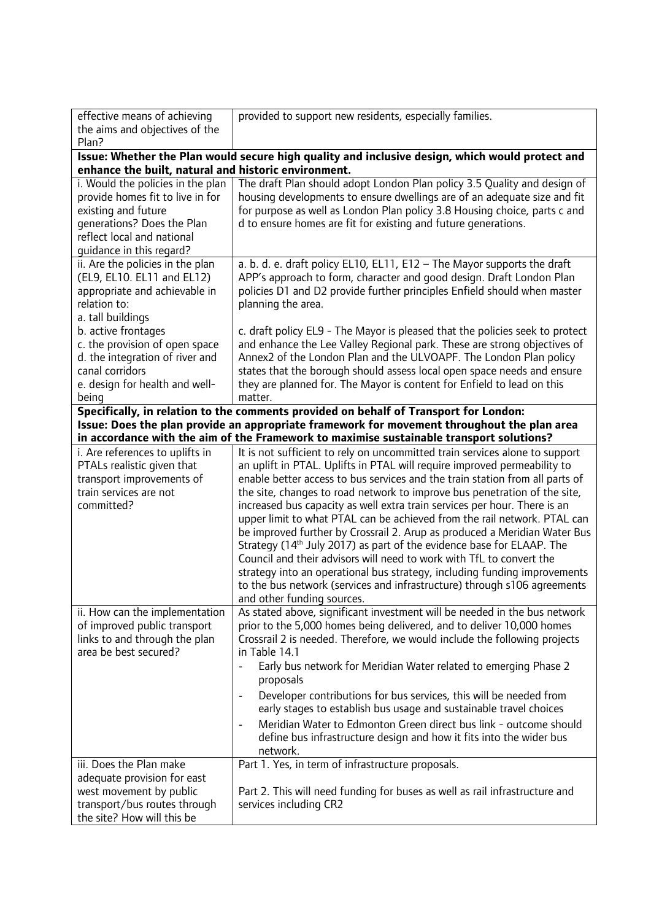| | |
|---|---|
| effective means of achieving the aims and objectives of the Plan? | provided to support new residents, especially families. |
| **Issue: Whether the Plan would secure high quality and inclusive design, which would protect and enhance the built, natural and historic environment.** | |
| i. Would the policies in the plan provide homes fit to live in for existing and future generations? Does the Plan reflect local and national guidance in this regard? | The draft Plan should adopt London Plan policy 3.5 Quality and design of housing developments to ensure dwellings are of an adequate size and fit for purpose as well as London Plan policy 3.8 Housing choice, parts c and d to ensure homes are fit for existing and future generations. |
| ii. Are the policies in the plan (EL9, EL10. EL11 and EL12) appropriate and achievable in relation to:<br>a. tall buildings<br>b. active frontages<br>c. the provision of open space<br>d. the integration of river and canal corridors<br>e. design for health and well-being | a. b. d. e. draft policy EL10, EL11, E12 – The Mayor supports the draft APP's approach to form, character and good design. Draft London Plan policies D1 and D2 provide further principles Enfield should when master planning the area.<br><br>c. draft policy EL9 - The Mayor is pleased that the policies seek to protect and enhance the Lee Valley Regional park. These are strong objectives of Annex2 of the London Plan and the ULVOAPF. The London Plan policy states that the borough should assess local open space needs and ensure they are planned for. The Mayor is content for Enfield to lead on this matter. |
| **Specifically, in relation to the comments provided on behalf of Transport for London:**<br>**Issue: Does the plan provide an appropriate framework for movement throughout the plan area in accordance with the aim of the Framework to maximise sustainable transport solutions?** | |
| i. Are references to uplifts in PTALs realistic given that transport improvements of train services are not committed? | It is not sufficient to rely on uncommitted train services alone to support an uplift in PTAL. Uplifts in PTAL will require improved permeability to enable better access to bus services and the train station from all parts of the site, changes to road network to improve bus penetration of the site, increased bus capacity as well extra train services per hour. There is an upper limit to what PTAL can be achieved from the rail network. PTAL can be improved further by Crossrail 2. Arup as produced a Meridian Water Bus Strategy (14th July 2017) as part of the evidence base for ELAAP. The Council and their advisors will need to work with TfL to convert the strategy into an operational bus strategy, including funding improvements to the bus network (services and infrastructure) through s106 agreements and other funding sources. |
| ii. How can the implementation of improved public transport links to and through the plan area be best secured? | As stated above, significant investment will be needed in the bus network prior to the 5,000 homes being delivered, and to deliver 10,000 homes Crossrail 2 is needed. Therefore, we would include the following projects in Table 14.1<br>- Early bus network for Meridian Water related to emerging Phase 2 proposals<br>- Developer contributions for bus services, this will be needed from early stages to establish bus usage and sustainable travel choices<br>- Meridian Water to Edmonton Green direct bus link - outcome should define bus infrastructure design and how it fits into the wider bus network. |
| iii. Does the Plan make adequate provision for east west movement by public transport/bus routes through the site? How will this be | Part 1. Yes, in term of infrastructure proposals.<br><br>Part 2. This will need funding for buses as well as rail infrastructure and services including CR2 |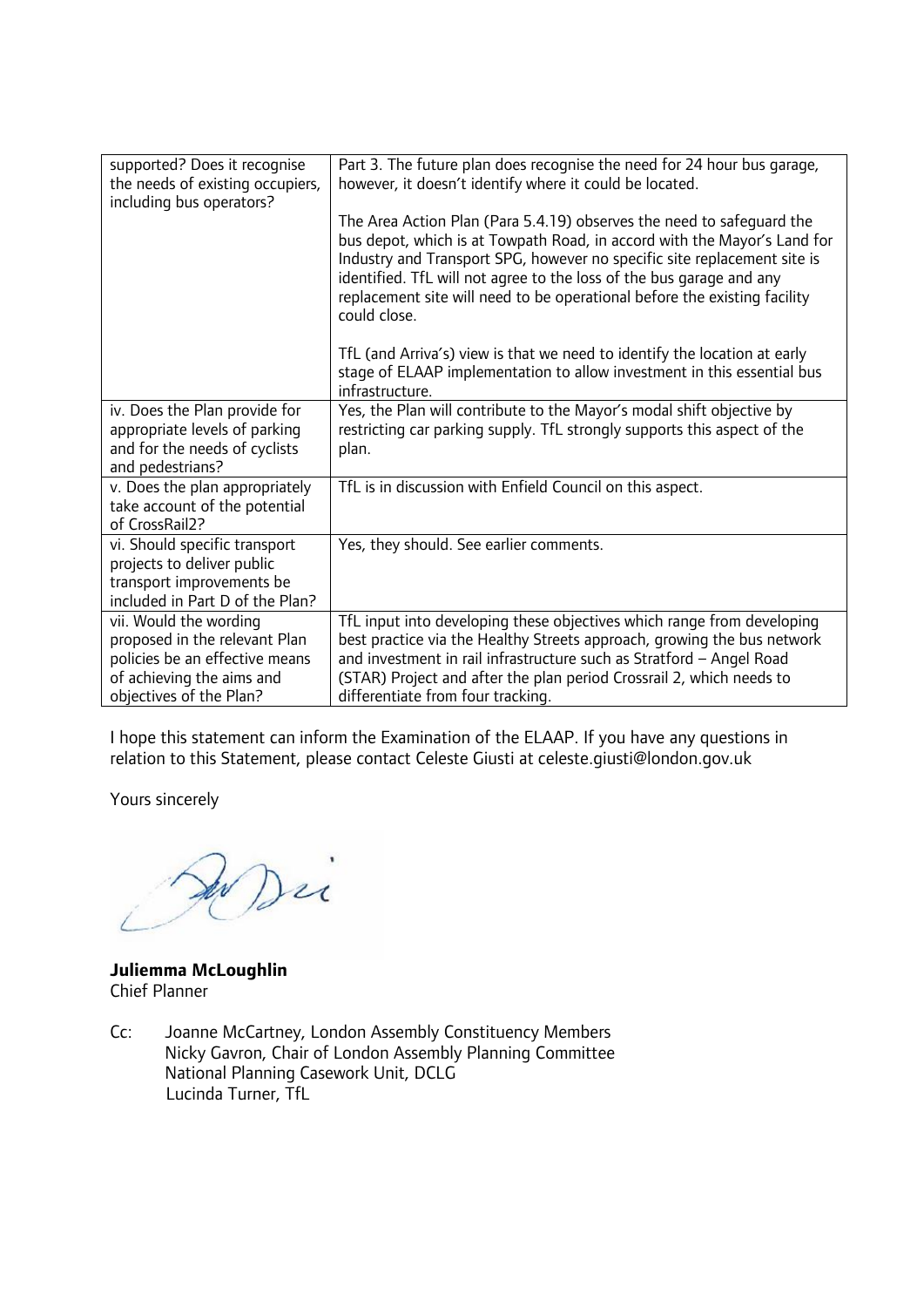| | |
|---|---|
| supported? Does it recognise the needs of existing occupiers, including bus operators? | Part 3. The future plan does recognise the need for 24 hour bus garage, however, it doesn't identify where it could be located.<br><br>The Area Action Plan (Para 5.4.19) observes the need to safeguard the bus depot, which is at Towpath Road, in accord with the Mayor's Land for Industry and Transport SPG, however no specific site replacement site is identified. TfL will not agree to the loss of the bus garage and any replacement site will need to be operational before the existing facility could close.<br><br>TfL (and Arriva's) view is that we need to identify the location at early stage of ELAAP implementation to allow investment in this essential bus infrastructure. |
| iv. Does the Plan provide for appropriate levels of parking and for the needs of cyclists and pedestrians? | Yes, the Plan will contribute to the Mayor's modal shift objective by restricting car parking supply. TfL strongly supports this aspect of the plan. |
| v. Does the plan appropriately take account of the potential of CrossRail2? | TfL is in discussion with Enfield Council on this aspect. |
| vi. Should specific transport projects to deliver public transport improvements be included in Part D of the Plan? | Yes, they should. See earlier comments. |
| vii. Would the wording proposed in the relevant Plan policies be an effective means of achieving the aims and objectives of the Plan? | TfL input into developing these objectives which range from developing best practice via the Healthy Streets approach, growing the bus network and investment in rail infrastructure such as Stratford – Angel Road (STAR) Project and after the plan period Crossrail 2, which needs to differentiate from four tracking. |

I hope this statement can inform the Examination of the ELAAP. If you have any questions in relation to this Statement, please contact Celeste Giusti at celeste.giusti@london.gov.uk

Yours sincerely

**Juliemma McLoughlin**
Chief Planner

Cc: Joanne McCartney, London Assembly Constituency Members
Nicky Gavron, Chair of London Assembly Planning Committee
National Planning Casework Unit, DCLG
Lucinda Turner, TfL